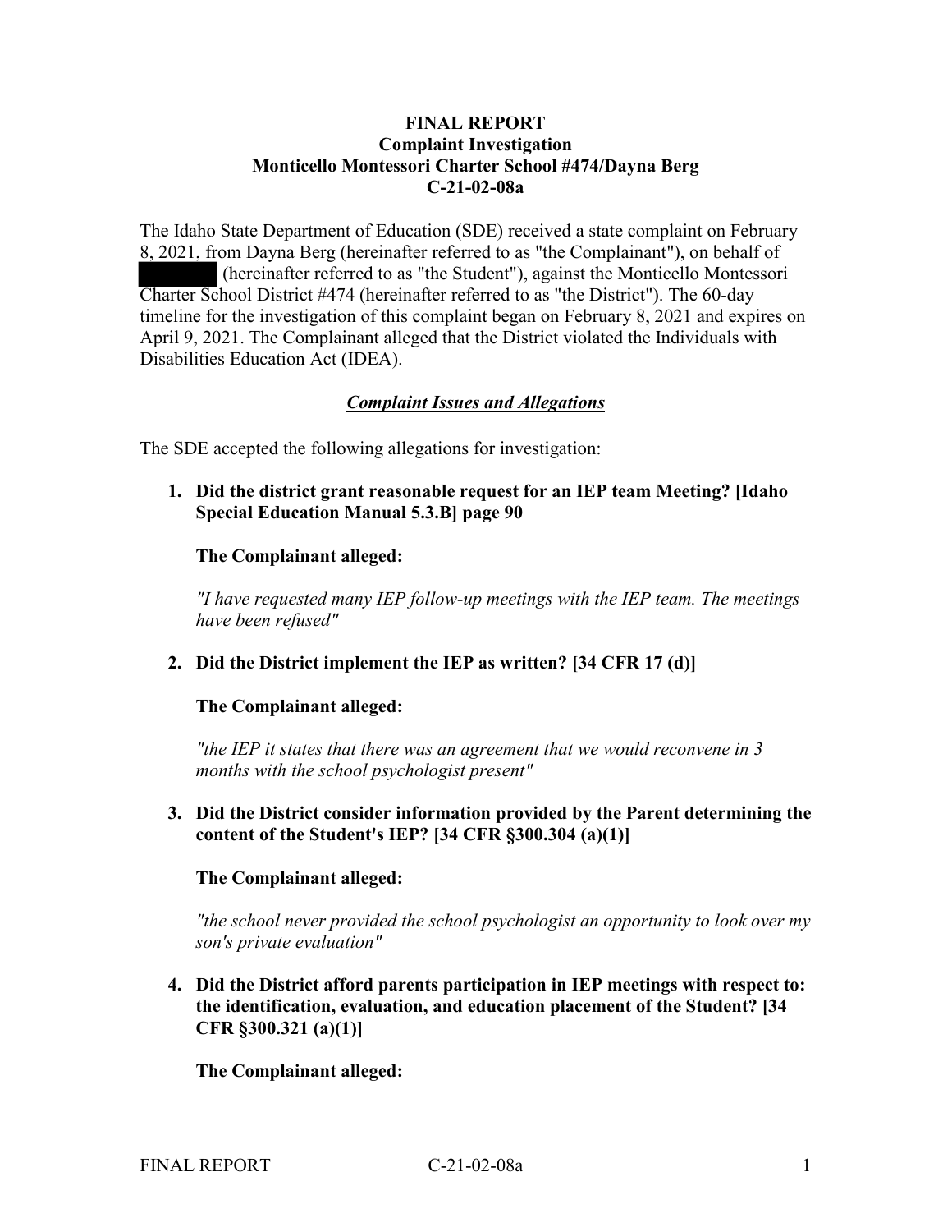**FINAL REPORT**
**Complaint Investigation**
**Monticello Montessori Charter School #474/Dayna Berg**
**C-21-02-08a**

The Idaho State Department of Education (SDE) received a state complaint on February 8, 2021, from Dayna Berg (hereinafter referred to as "the Complainant"), on behalf of ████████ (hereinafter referred to as "the Student"), against the Monticello Montessori Charter School District #474 (hereinafter referred to as "the District"). The 60-day timeline for the investigation of this complaint began on February 8, 2021 and expires on April 9, 2021. The Complainant alleged that the District violated the Individuals with Disabilities Education Act (IDEA).

## ***Complaint Issues and Allegations***

The SDE accepted the following allegations for investigation:

1. **Did the district grant reasonable request for an IEP team Meeting? [Idaho Special Education Manual 5.3.B] page 90**

   **The Complainant alleged:**

   *"I have requested many IEP follow-up meetings with the IEP team. The meetings have been refused"*

2. **Did the District implement the IEP as written? [34 CFR 17 (d)]**

   **The Complainant alleged:**

   *"the IEP it states that there was an agreement that we would reconvene in 3 months with the school psychologist present"*

3. **Did the District consider information provided by the Parent determining the content of the Student's IEP? [34 CFR §300.304 (a)(1)]**

   **The Complainant alleged:**

   *"the school never provided the school psychologist an opportunity to look over my son's private evaluation"*

4. **Did the District afford parents participation in IEP meetings with respect to: the identification, evaluation, and education placement of the Student? [34 CFR §300.321 (a)(1)]**

   **The Complainant alleged:**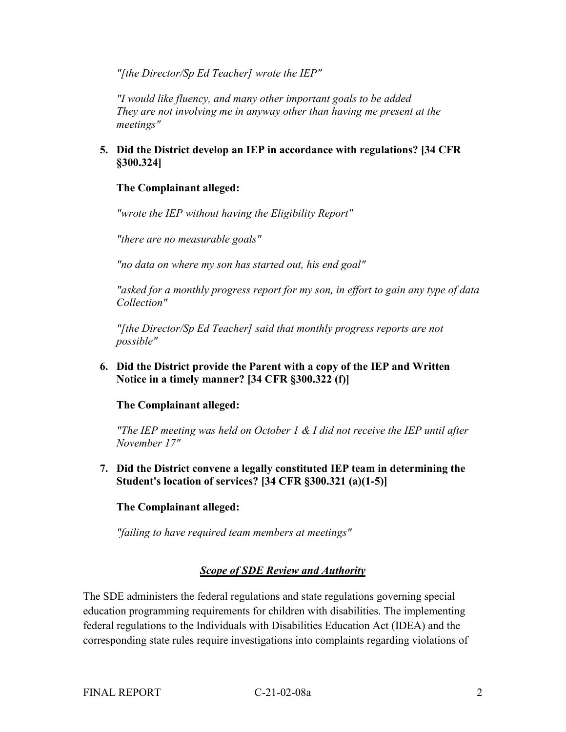*"[the Director/Sp Ed Teacher] wrote the IEP"*

*"I would like fluency, and many other important goals to be added They are not involving me in anyway other than having me present at the meetings"*

5. **Did the District develop an IEP in accordance with regulations? [34 CFR §300.324]**

   **The Complainant alleged:**

   *"wrote the IEP without having the Eligibility Report"*

   *"there are no measurable goals"*

   *"no data on where my son has started out, his end goal"*

   *"asked for a monthly progress report for my son, in effort to gain any type of data Collection"*

   *"[the Director/Sp Ed Teacher] said that monthly progress reports are not possible"*

6. **Did the District provide the Parent with a copy of the IEP and Written Notice in a timely manner? [34 CFR §300.322 (f)]**

   **The Complainant alleged:**

   *"The IEP meeting was held on October 1 & I did not receive the IEP until after November 17"*

7. **Did the District convene a legally constituted IEP team in determining the Student's location of services? [34 CFR §300.321 (a)(1-5)]**

   **The Complainant alleged:**

   *"failing to have required team members at meetings"*

## ***Scope of SDE Review and Authority***

The SDE administers the federal regulations and state regulations governing special education programming requirements for children with disabilities. The implementing federal regulations to the Individuals with Disabilities Education Act (IDEA) and the corresponding state rules require investigations into complaints regarding violations of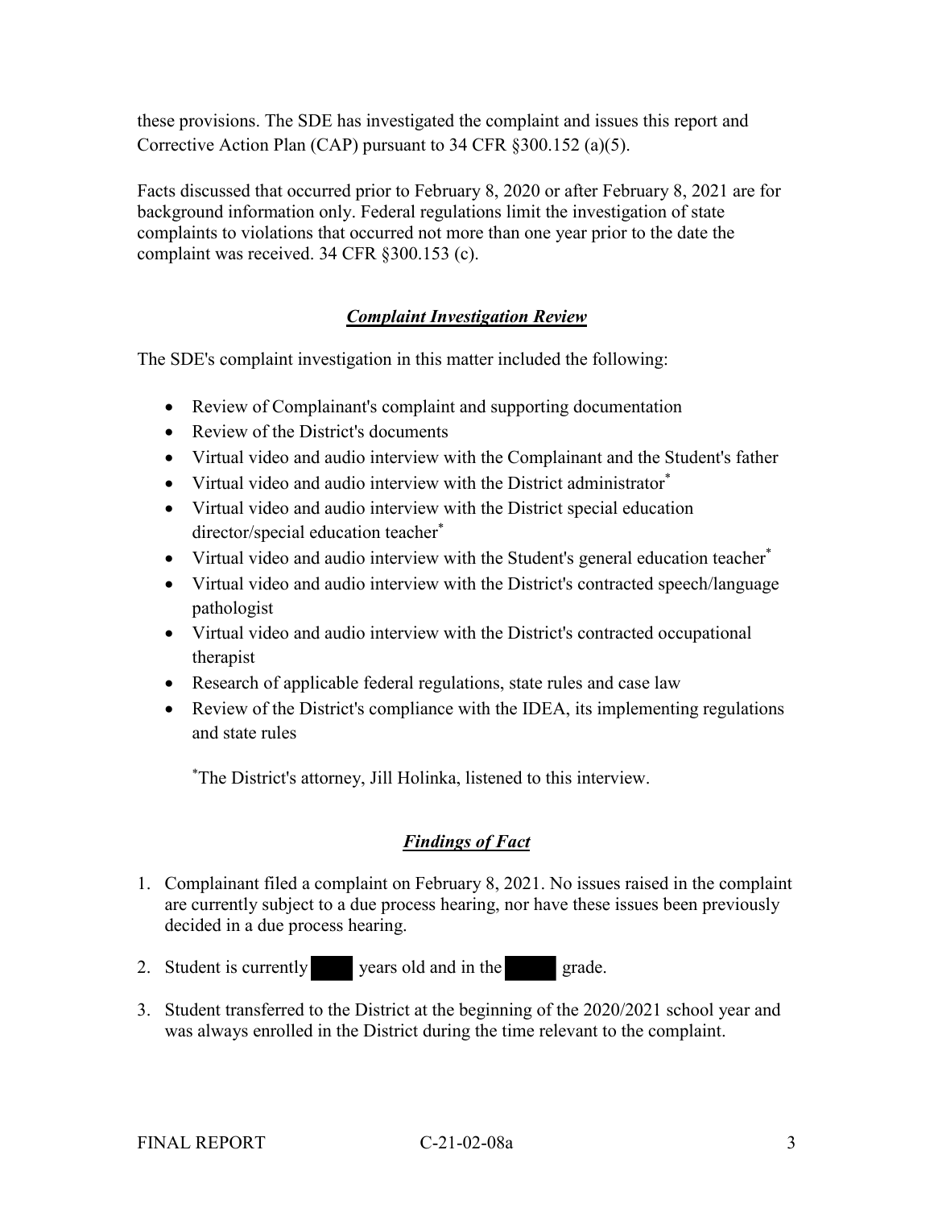these provisions. The SDE has investigated the complaint and issues this report and Corrective Action Plan (CAP) pursuant to 34 CFR §300.152 (a)(5).

Facts discussed that occurred prior to February 8, 2020 or after February 8, 2021 are for background information only. Federal regulations limit the investigation of state complaints to violations that occurred not more than one year prior to the date the complaint was received. 34 CFR §300.153 (c).

## ***Complaint Investigation Review***

The SDE's complaint investigation in this matter included the following:

- Review of Complainant's complaint and supporting documentation
- Review of the District's documents
- Virtual video and audio interview with the Complainant and the Student's father
- Virtual video and audio interview with the District administrator*
- Virtual video and audio interview with the District special education director/special education teacher*
- Virtual video and audio interview with the Student's general education teacher*
- Virtual video and audio interview with the District's contracted speech/language pathologist
- Virtual video and audio interview with the District's contracted occupational therapist
- Research of applicable federal regulations, state rules and case law
- Review of the District's compliance with the IDEA, its implementing regulations and state rules

*The District's attorney, Jill Holinka, listened to this interview.

## ***Findings of Fact***

1. Complainant filed a complaint on February 8, 2021. No issues raised in the complaint are currently subject to a due process hearing, nor have these issues been previously decided in a due process hearing.
2. Student is currently ████ years old and in the █████ grade.
3. Student transferred to the District at the beginning of the 2020/2021 school year and was always enrolled in the District during the time relevant to the complaint.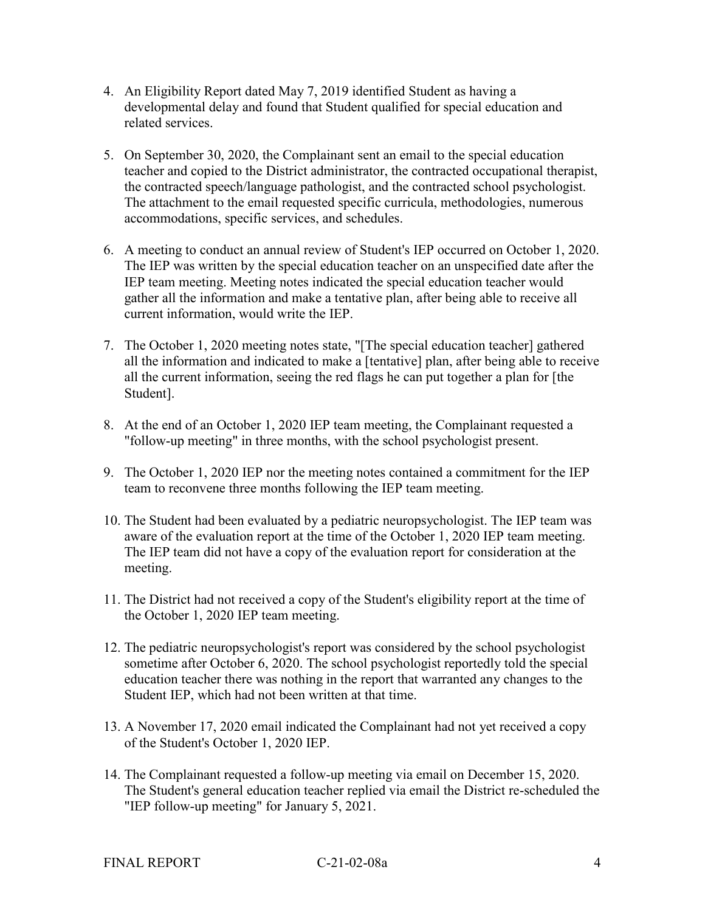4. An Eligibility Report dated May 7, 2019 identified Student as having a developmental delay and found that Student qualified for special education and related services.

5. On September 30, 2020, the Complainant sent an email to the special education teacher and copied to the District administrator, the contracted occupational therapist, the contracted speech/language pathologist, and the contracted school psychologist. The attachment to the email requested specific curricula, methodologies, numerous accommodations, specific services, and schedules.

6. A meeting to conduct an annual review of Student's IEP occurred on October 1, 2020. The IEP was written by the special education teacher on an unspecified date after the IEP team meeting. Meeting notes indicated the special education teacher would gather all the information and make a tentative plan, after being able to receive all current information, would write the IEP.

7. The October 1, 2020 meeting notes state, "[The special education teacher] gathered all the information and indicated to make a [tentative] plan, after being able to receive all the current information, seeing the red flags he can put together a plan for [the Student].

8. At the end of an October 1, 2020 IEP team meeting, the Complainant requested a "follow-up meeting" in three months, with the school psychologist present.

9. The October 1, 2020 IEP nor the meeting notes contained a commitment for the IEP team to reconvene three months following the IEP team meeting.

10. The Student had been evaluated by a pediatric neuropsychologist. The IEP team was aware of the evaluation report at the time of the October 1, 2020 IEP team meeting. The IEP team did not have a copy of the evaluation report for consideration at the meeting.

11. The District had not received a copy of the Student's eligibility report at the time of the October 1, 2020 IEP team meeting.

12. The pediatric neuropsychologist's report was considered by the school psychologist sometime after October 6, 2020. The school psychologist reportedly told the special education teacher there was nothing in the report that warranted any changes to the Student IEP, which had not been written at that time.

13. A November 17, 2020 email indicated the Complainant had not yet received a copy of the Student's October 1, 2020 IEP.

14. The Complainant requested a follow-up meeting via email on December 15, 2020. The Student's general education teacher replied via email the District re-scheduled the "IEP follow-up meeting" for January 5, 2021.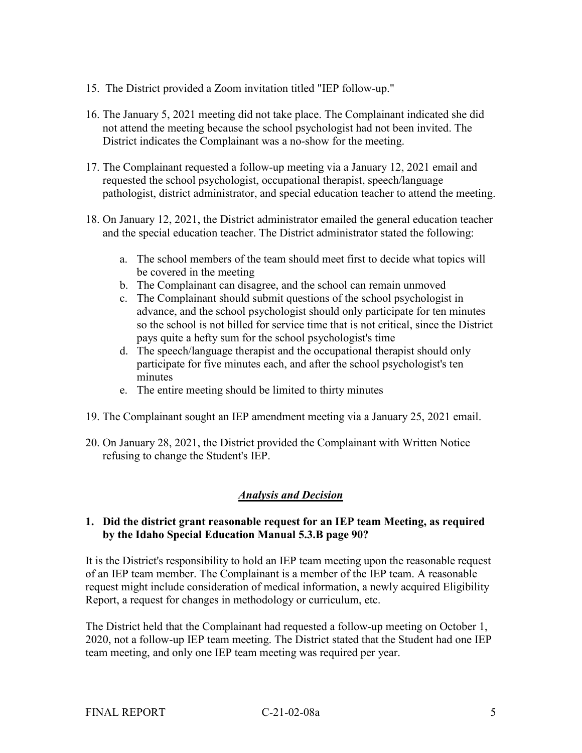15. The District provided a Zoom invitation titled "IEP follow-up."

16. The January 5, 2021 meeting did not take place. The Complainant indicated she did not attend the meeting because the school psychologist had not been invited. The District indicates the Complainant was a no-show for the meeting.

17. The Complainant requested a follow-up meeting via a January 12, 2021 email and requested the school psychologist, occupational therapist, speech/language pathologist, district administrator, and special education teacher to attend the meeting.

18. On January 12, 2021, the District administrator emailed the general education teacher and the special education teacher. The District administrator stated the following:

    a. The school members of the team should meet first to decide what topics will be covered in the meeting
    b. The Complainant can disagree, and the school can remain unmoved
    c. The Complainant should submit questions of the school psychologist in advance, and the school psychologist should only participate for ten minutes so the school is not billed for service time that is not critical, since the District pays quite a hefty sum for the school psychologist's time
    d. The speech/language therapist and the occupational therapist should only participate for five minutes each, and after the school psychologist's ten minutes
    e. The entire meeting should be limited to thirty minutes

19. The Complainant sought an IEP amendment meeting via a January 25, 2021 email.

20. On January 28, 2021, the District provided the Complainant with Written Notice refusing to change the Student's IEP.

## ***Analysis and Decision***

### 1. Did the district grant reasonable request for an IEP team Meeting, as required by the Idaho Special Education Manual 5.3.B page 90?

It is the District's responsibility to hold an IEP team meeting upon the reasonable request of an IEP team member. The Complainant is a member of the IEP team. A reasonable request might include consideration of medical information, a newly acquired Eligibility Report, a request for changes in methodology or curriculum, etc.

The District held that the Complainant had requested a follow-up meeting on October 1, 2020, not a follow-up IEP team meeting. The District stated that the Student had one IEP team meeting, and only one IEP team meeting was required per year.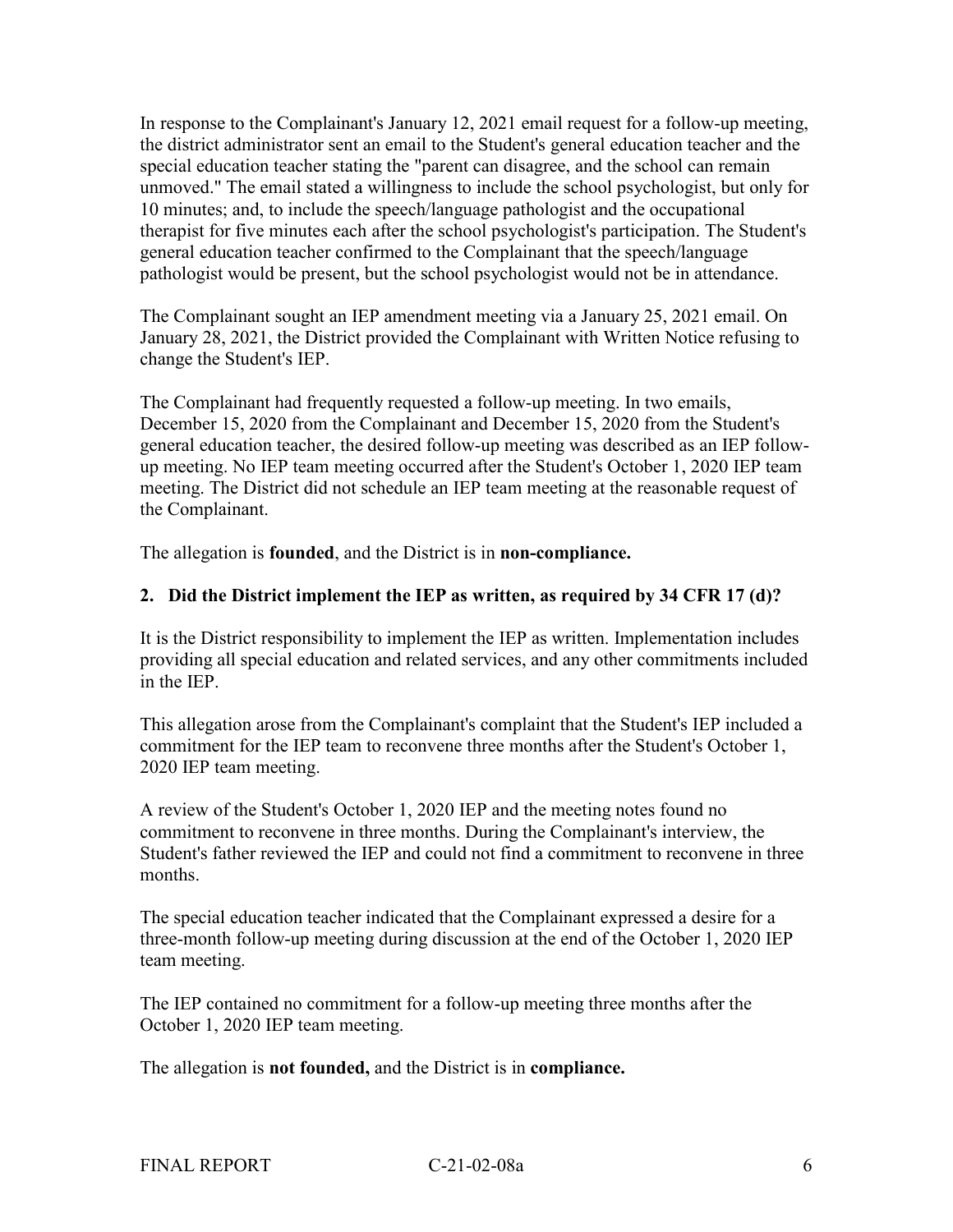In response to the Complainant's January 12, 2021 email request for a follow-up meeting, the district administrator sent an email to the Student's general education teacher and the special education teacher stating the "parent can disagree, and the school can remain unmoved." The email stated a willingness to include the school psychologist, but only for 10 minutes; and, to include the speech/language pathologist and the occupational therapist for five minutes each after the school psychologist's participation. The Student's general education teacher confirmed to the Complainant that the speech/language pathologist would be present, but the school psychologist would not be in attendance.

The Complainant sought an IEP amendment meeting via a January 25, 2021 email. On January 28, 2021, the District provided the Complainant with Written Notice refusing to change the Student's IEP.

The Complainant had frequently requested a follow-up meeting. In two emails, December 15, 2020 from the Complainant and December 15, 2020 from the Student's general education teacher, the desired follow-up meeting was described as an IEP follow-up meeting. No IEP team meeting occurred after the Student's October 1, 2020 IEP team meeting. The District did not schedule an IEP team meeting at the reasonable request of the Complainant.

The allegation is **founded**, and the District is in **non-compliance.**

**2. Did the District implement the IEP as written, as required by 34 CFR 17 (d)?**

It is the District responsibility to implement the IEP as written. Implementation includes providing all special education and related services, and any other commitments included in the IEP.

This allegation arose from the Complainant's complaint that the Student's IEP included a commitment for the IEP team to reconvene three months after the Student's October 1, 2020 IEP team meeting.

A review of the Student's October 1, 2020 IEP and the meeting notes found no commitment to reconvene in three months. During the Complainant's interview, the Student's father reviewed the IEP and could not find a commitment to reconvene in three months.

The special education teacher indicated that the Complainant expressed a desire for a three-month follow-up meeting during discussion at the end of the October 1, 2020 IEP team meeting.

The IEP contained no commitment for a follow-up meeting three months after the October 1, 2020 IEP team meeting.

The allegation is **not founded,** and the District is in **compliance.**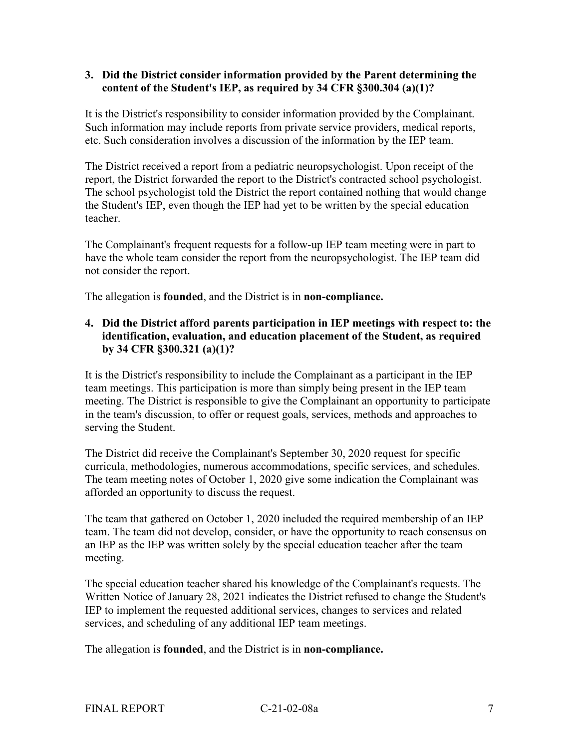**3. Did the District consider information provided by the Parent determining the content of the Student's IEP, as required by 34 CFR §300.304 (a)(1)?**

It is the District's responsibility to consider information provided by the Complainant. Such information may include reports from private service providers, medical reports, etc. Such consideration involves a discussion of the information by the IEP team.

The District received a report from a pediatric neuropsychologist. Upon receipt of the report, the District forwarded the report to the District's contracted school psychologist. The school psychologist told the District the report contained nothing that would change the Student's IEP, even though the IEP had yet to be written by the special education teacher.

The Complainant's frequent requests for a follow-up IEP team meeting were in part to have the whole team consider the report from the neuropsychologist. The IEP team did not consider the report.

The allegation is **founded**, and the District is in **non-compliance.**

**4. Did the District afford parents participation in IEP meetings with respect to: the identification, evaluation, and education placement of the Student, as required by 34 CFR §300.321 (a)(1)?**

It is the District's responsibility to include the Complainant as a participant in the IEP team meetings. This participation is more than simply being present in the IEP team meeting. The District is responsible to give the Complainant an opportunity to participate in the team's discussion, to offer or request goals, services, methods and approaches to serving the Student.

The District did receive the Complainant's September 30, 2020 request for specific curricula, methodologies, numerous accommodations, specific services, and schedules. The team meeting notes of October 1, 2020 give some indication the Complainant was afforded an opportunity to discuss the request.

The team that gathered on October 1, 2020 included the required membership of an IEP team. The team did not develop, consider, or have the opportunity to reach consensus on an IEP as the IEP was written solely by the special education teacher after the team meeting.

The special education teacher shared his knowledge of the Complainant's requests. The Written Notice of January 28, 2021 indicates the District refused to change the Student's IEP to implement the requested additional services, changes to services and related services, and scheduling of any additional IEP team meetings.

The allegation is **founded**, and the District is in **non-compliance.**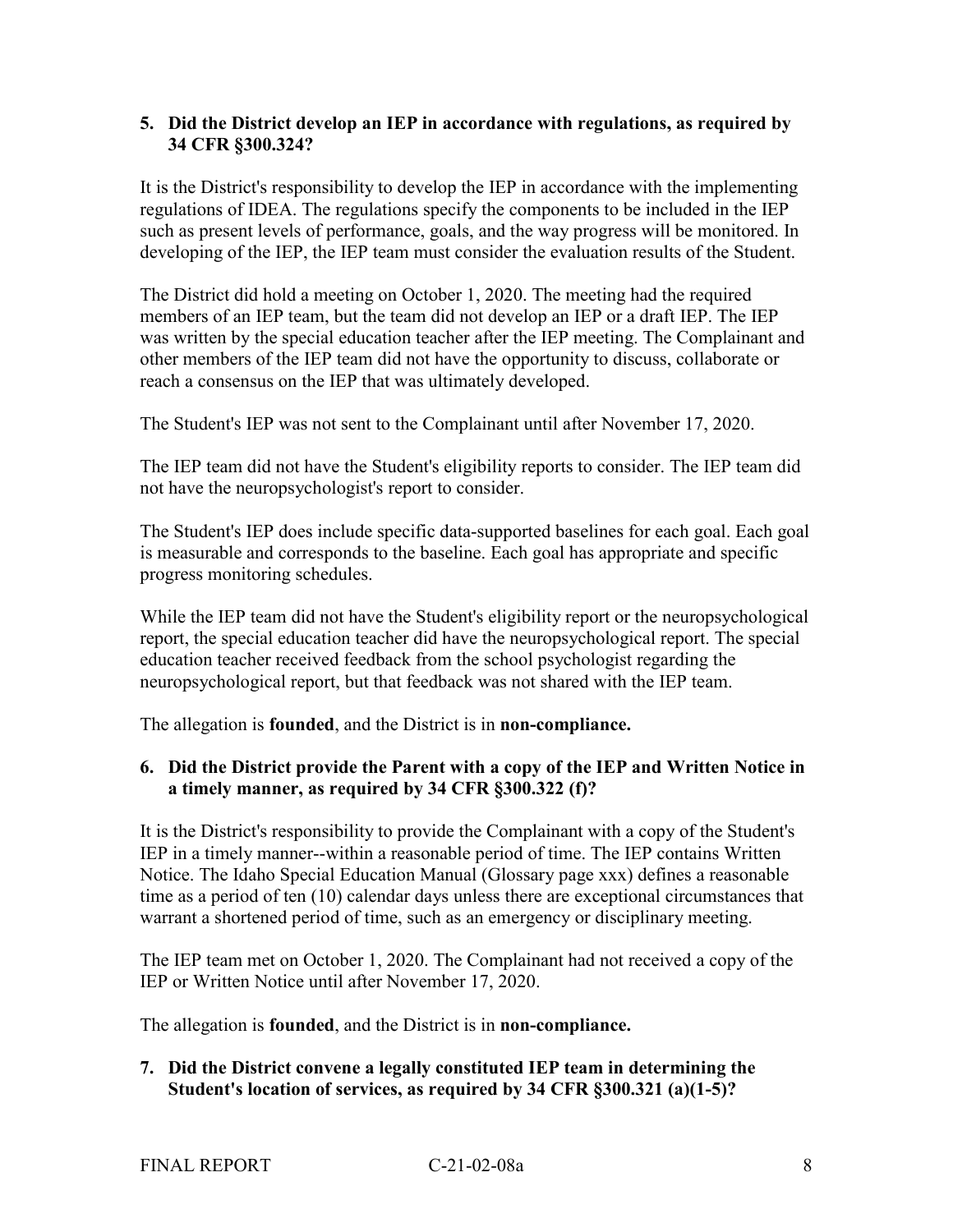**5. Did the District develop an IEP in accordance with regulations, as required by 34 CFR §300.324?**

It is the District's responsibility to develop the IEP in accordance with the implementing regulations of IDEA. The regulations specify the components to be included in the IEP such as present levels of performance, goals, and the way progress will be monitored. In developing of the IEP, the IEP team must consider the evaluation results of the Student.

The District did hold a meeting on October 1, 2020. The meeting had the required members of an IEP team, but the team did not develop an IEP or a draft IEP. The IEP was written by the special education teacher after the IEP meeting. The Complainant and other members of the IEP team did not have the opportunity to discuss, collaborate or reach a consensus on the IEP that was ultimately developed.

The Student's IEP was not sent to the Complainant until after November 17, 2020.

The IEP team did not have the Student's eligibility reports to consider. The IEP team did not have the neuropsychologist's report to consider.

The Student's IEP does include specific data-supported baselines for each goal. Each goal is measurable and corresponds to the baseline. Each goal has appropriate and specific progress monitoring schedules.

While the IEP team did not have the Student's eligibility report or the neuropsychological report, the special education teacher did have the neuropsychological report. The special education teacher received feedback from the school psychologist regarding the neuropsychological report, but that feedback was not shared with the IEP team.

The allegation is **founded**, and the District is in **non-compliance.**

**6. Did the District provide the Parent with a copy of the IEP and Written Notice in a timely manner, as required by 34 CFR §300.322 (f)?**

It is the District's responsibility to provide the Complainant with a copy of the Student's IEP in a timely manner--within a reasonable period of time. The IEP contains Written Notice. The Idaho Special Education Manual (Glossary page xxx) defines a reasonable time as a period of ten (10) calendar days unless there are exceptional circumstances that warrant a shortened period of time, such as an emergency or disciplinary meeting.

The IEP team met on October 1, 2020. The Complainant had not received a copy of the IEP or Written Notice until after November 17, 2020.

The allegation is **founded**, and the District is in **non-compliance.**

**7. Did the District convene a legally constituted IEP team in determining the Student's location of services, as required by 34 CFR §300.321 (a)(1-5)?**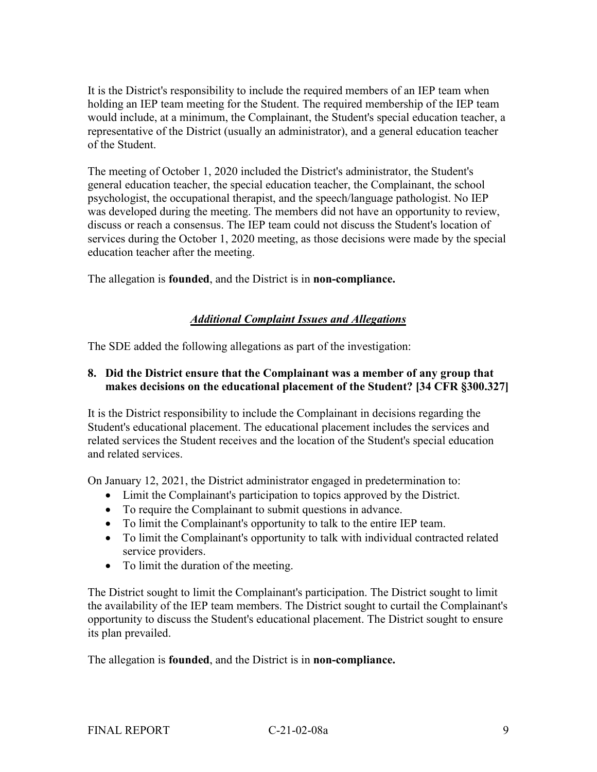It is the District's responsibility to include the required members of an IEP team when holding an IEP team meeting for the Student. The required membership of the IEP team would include, at a minimum, the Complainant, the Student's special education teacher, a representative of the District (usually an administrator), and a general education teacher of the Student.

The meeting of October 1, 2020 included the District's administrator, the Student's general education teacher, the special education teacher, the Complainant, the school psychologist, the occupational therapist, and the speech/language pathologist. No IEP was developed during the meeting. The members did not have an opportunity to review, discuss or reach a consensus. The IEP team could not discuss the Student's location of services during the October 1, 2020 meeting, as those decisions were made by the special education teacher after the meeting.

The allegation is **founded**, and the District is in **non-compliance.**

## ***Additional Complaint Issues and Allegations***

The SDE added the following allegations as part of the investigation:

**8. Did the District ensure that the Complainant was a member of any group that makes decisions on the educational placement of the Student? [34 CFR §300.327]**

It is the District responsibility to include the Complainant in decisions regarding the Student's educational placement. The educational placement includes the services and related services the Student receives and the location of the Student's special education and related services.

On January 12, 2021, the District administrator engaged in predetermination to:

- Limit the Complainant's participation to topics approved by the District.
- To require the Complainant to submit questions in advance.
- To limit the Complainant's opportunity to talk to the entire IEP team.
- To limit the Complainant's opportunity to talk with individual contracted related service providers.
- To limit the duration of the meeting.

The District sought to limit the Complainant's participation. The District sought to limit the availability of the IEP team members. The District sought to curtail the Complainant's opportunity to discuss the Student's educational placement. The District sought to ensure its plan prevailed.

The allegation is **founded**, and the District is in **non-compliance.**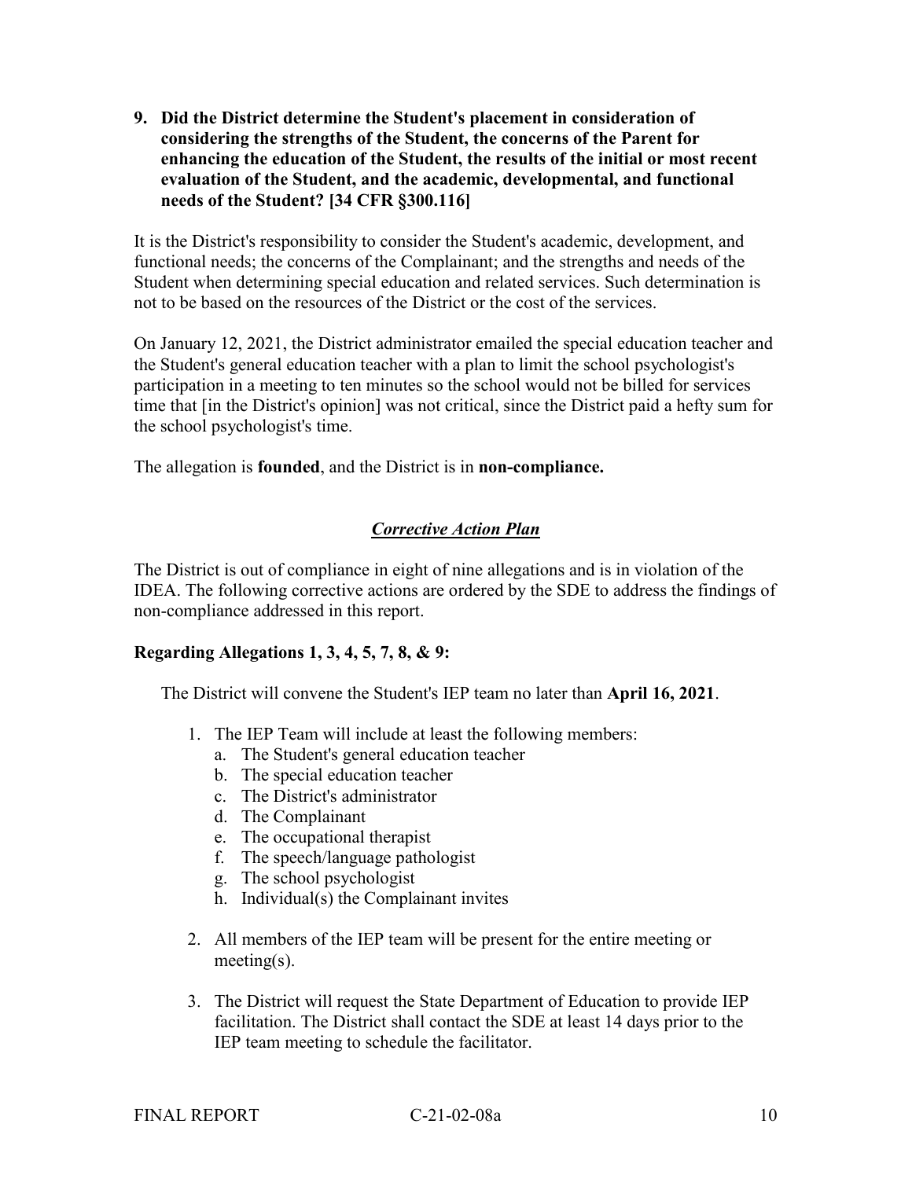**9. Did the District determine the Student's placement in consideration of considering the strengths of the Student, the concerns of the Parent for enhancing the education of the Student, the results of the initial or most recent evaluation of the Student, and the academic, developmental, and functional needs of the Student? [34 CFR §300.116]**

It is the District's responsibility to consider the Student's academic, development, and functional needs; the concerns of the Complainant; and the strengths and needs of the Student when determining special education and related services. Such determination is not to be based on the resources of the District or the cost of the services.

On January 12, 2021, the District administrator emailed the special education teacher and the Student's general education teacher with a plan to limit the school psychologist's participation in a meeting to ten minutes so the school would not be billed for services time that [in the District's opinion] was not critical, since the District paid a hefty sum for the school psychologist's time.

The allegation is **founded**, and the District is in **non-compliance.**

## ***Corrective Action Plan***

The District is out of compliance in eight of nine allegations and is in violation of the IDEA. The following corrective actions are ordered by the SDE to address the findings of non-compliance addressed in this report.

**Regarding Allegations 1, 3, 4, 5, 7, 8, & 9:**

The District will convene the Student's IEP team no later than **April 16, 2021**.

1. The IEP Team will include at least the following members:
   a. The Student's general education teacher
   b. The special education teacher
   c. The District's administrator
   d. The Complainant
   e. The occupational therapist
   f. The speech/language pathologist
   g. The school psychologist
   h. Individual(s) the Complainant invites
2. All members of the IEP team will be present for the entire meeting or meeting(s).
3. The District will request the State Department of Education to provide IEP facilitation. The District shall contact the SDE at least 14 days prior to the IEP team meeting to schedule the facilitator.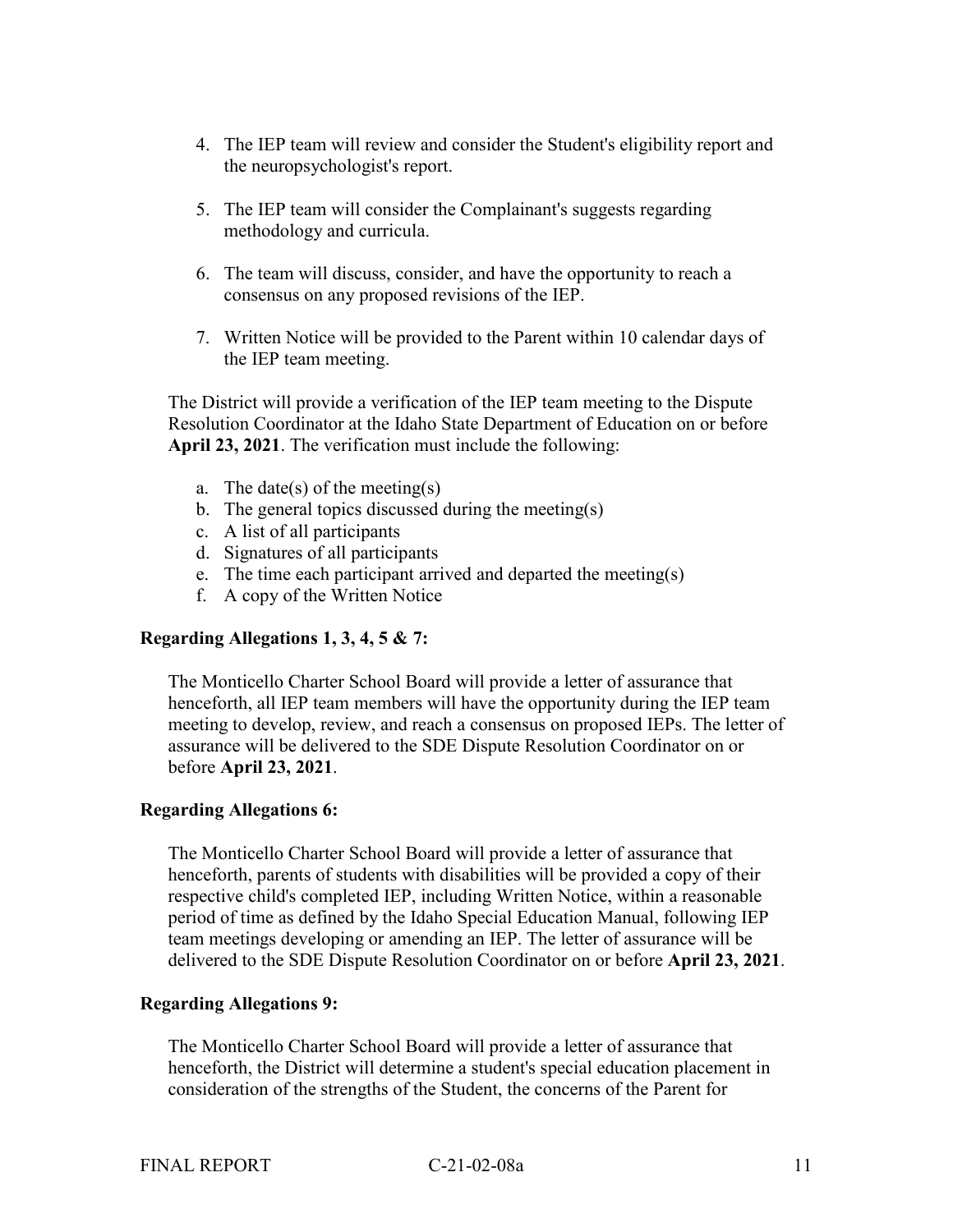4. The IEP team will review and consider the Student's eligibility report and the neuropsychologist's report.

5. The IEP team will consider the Complainant's suggests regarding methodology and curricula.

6. The team will discuss, consider, and have the opportunity to reach a consensus on any proposed revisions of the IEP.

7. Written Notice will be provided to the Parent within 10 calendar days of the IEP team meeting.

The District will provide a verification of the IEP team meeting to the Dispute Resolution Coordinator at the Idaho State Department of Education on or before **April 23, 2021**. The verification must include the following:

a. The date(s) of the meeting(s)
b. The general topics discussed during the meeting(s)
c. A list of all participants
d. Signatures of all participants
e. The time each participant arrived and departed the meeting(s)
f. A copy of the Written Notice

**Regarding Allegations 1, 3, 4, 5 & 7:**

The Monticello Charter School Board will provide a letter of assurance that henceforth, all IEP team members will have the opportunity during the IEP team meeting to develop, review, and reach a consensus on proposed IEPs. The letter of assurance will be delivered to the SDE Dispute Resolution Coordinator on or before **April 23, 2021**.

**Regarding Allegations 6:**

The Monticello Charter School Board will provide a letter of assurance that henceforth, parents of students with disabilities will be provided a copy of their respective child's completed IEP, including Written Notice, within a reasonable period of time as defined by the Idaho Special Education Manual, following IEP team meetings developing or amending an IEP. The letter of assurance will be delivered to the SDE Dispute Resolution Coordinator on or before **April 23, 2021**.

**Regarding Allegations 9:**

The Monticello Charter School Board will provide a letter of assurance that henceforth, the District will determine a student's special education placement in consideration of the strengths of the Student, the concerns of the Parent for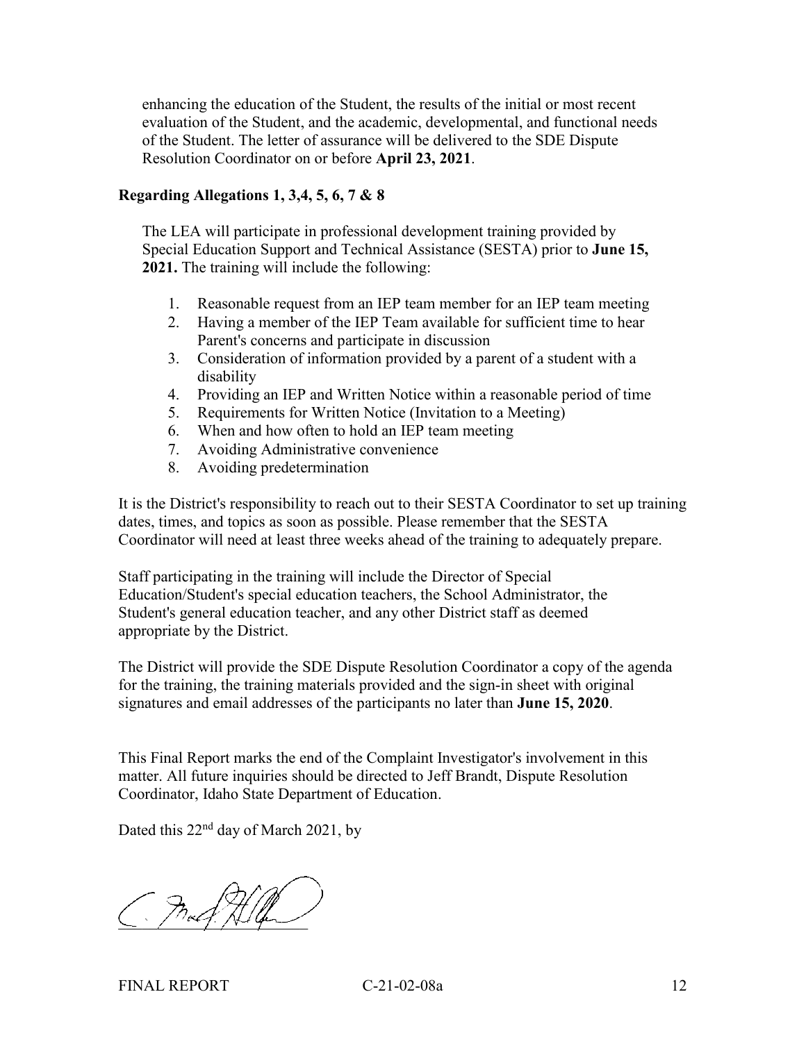enhancing the education of the Student, the results of the initial or most recent evaluation of the Student, and the academic, developmental, and functional needs of the Student. The letter of assurance will be delivered to the SDE Dispute Resolution Coordinator on or before **April 23, 2021**.

**Regarding Allegations 1, 3,4, 5, 6, 7 & 8**

The LEA will participate in professional development training provided by Special Education Support and Technical Assistance (SESTA) prior to **June 15, 2021.** The training will include the following:

1. Reasonable request from an IEP team member for an IEP team meeting
2. Having a member of the IEP Team available for sufficient time to hear Parent's concerns and participate in discussion
3. Consideration of information provided by a parent of a student with a disability
4. Providing an IEP and Written Notice within a reasonable period of time
5. Requirements for Written Notice (Invitation to a Meeting)
6. When and how often to hold an IEP team meeting
7. Avoiding Administrative convenience
8. Avoiding predetermination

It is the District's responsibility to reach out to their SESTA Coordinator to set up training dates, times, and topics as soon as possible. Please remember that the SESTA Coordinator will need at least three weeks ahead of the training to adequately prepare.

Staff participating in the training will include the Director of Special Education/Student's special education teachers, the School Administrator, the Student's general education teacher, and any other District staff as deemed appropriate by the District.

The District will provide the SDE Dispute Resolution Coordinator a copy of the agenda for the training, the training materials provided and the sign-in sheet with original signatures and email addresses of the participants no later than **June 15, 2020**.

This Final Report marks the end of the Complaint Investigator's involvement in this matter. All future inquiries should be directed to Jeff Brandt, Dispute Resolution Coordinator, Idaho State Department of Education.

Dated this 22nd day of March 2021, by

FINAL REPORT C-21-02-08a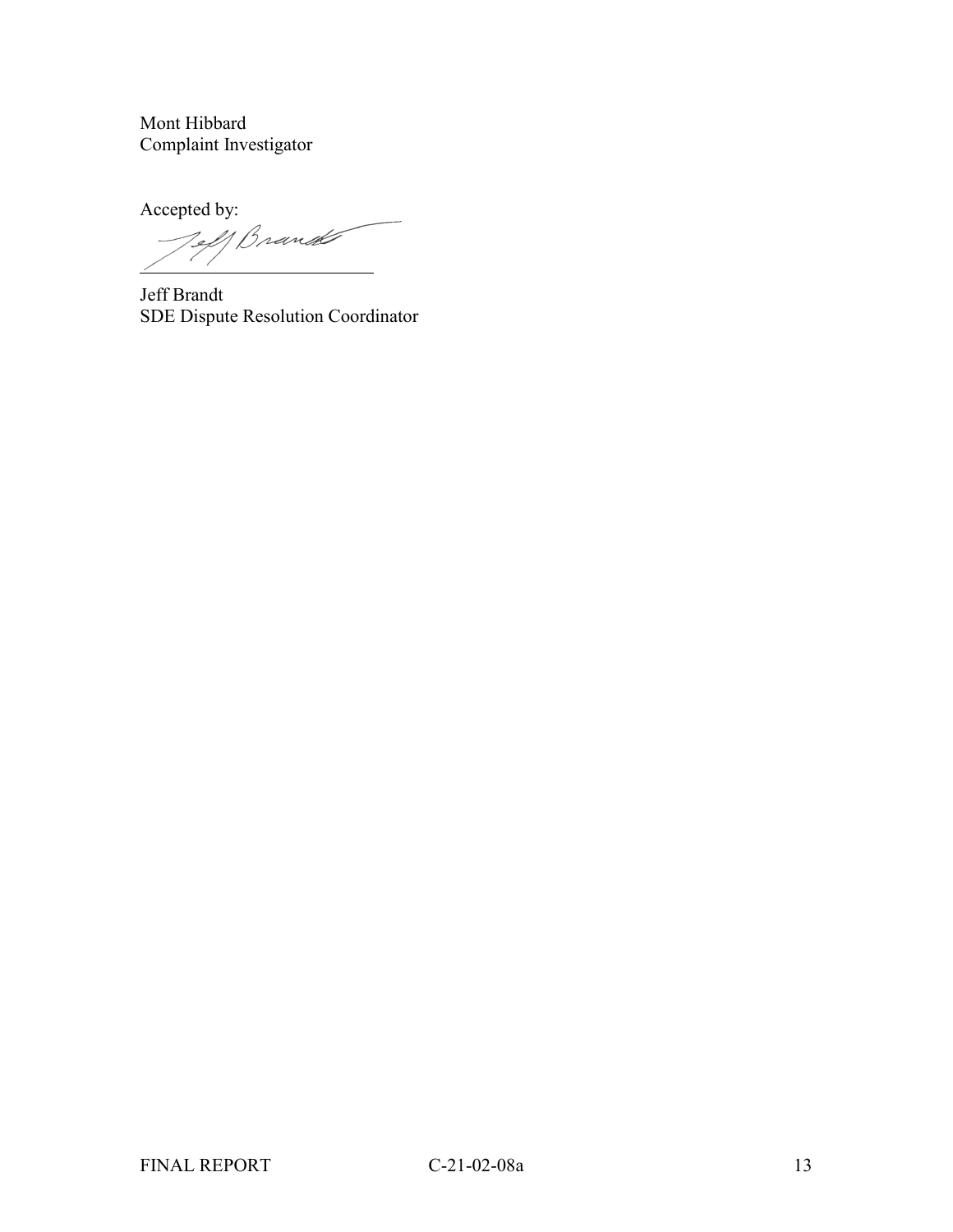Mont Hibbard
Complaint Investigator

Accepted by:

Jeff Brandt
SDE Dispute Resolution Coordinator